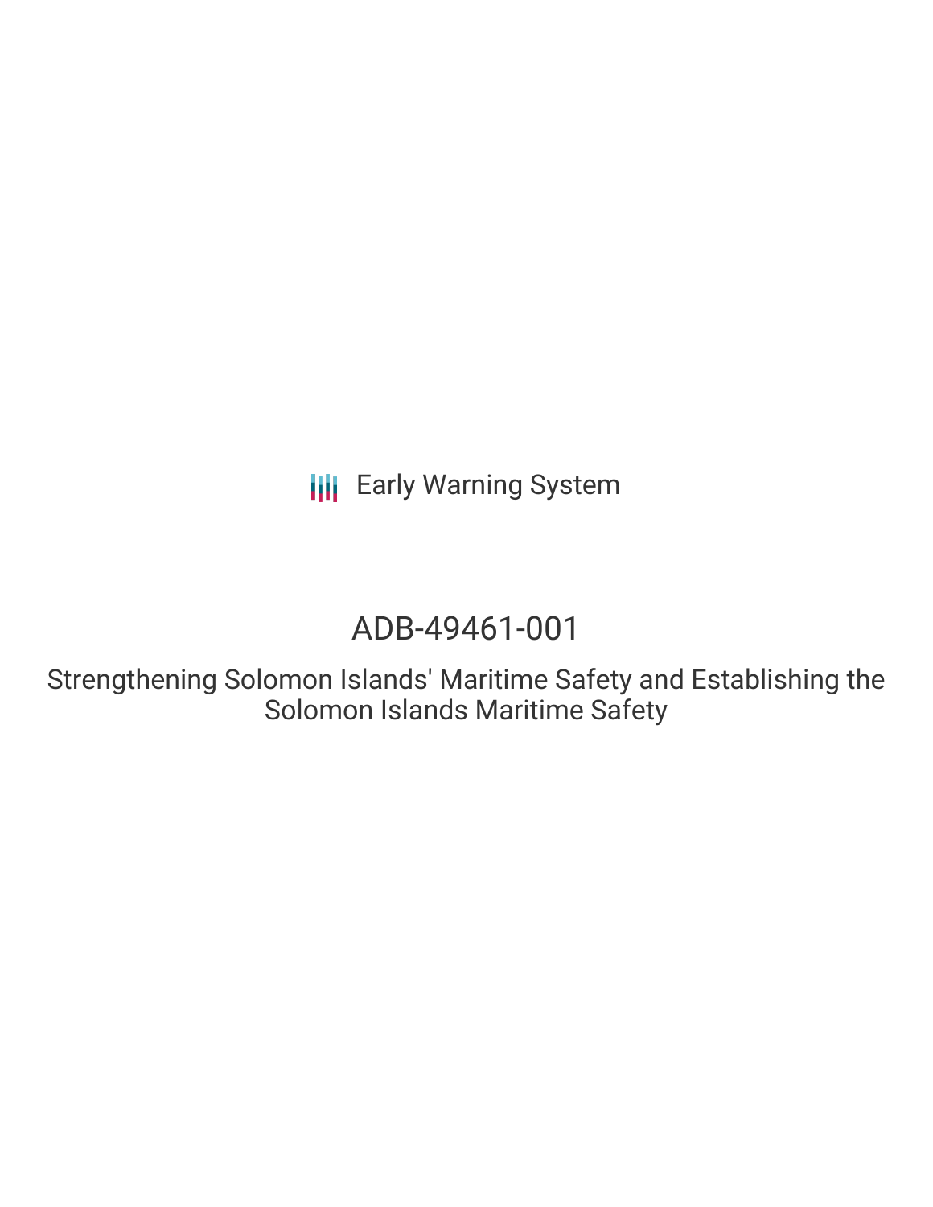Early Warning System

# ADB-49461-001

## Strengthening Solomon Islands' Maritime Safety and Establishing the Solomon Islands Maritime Safety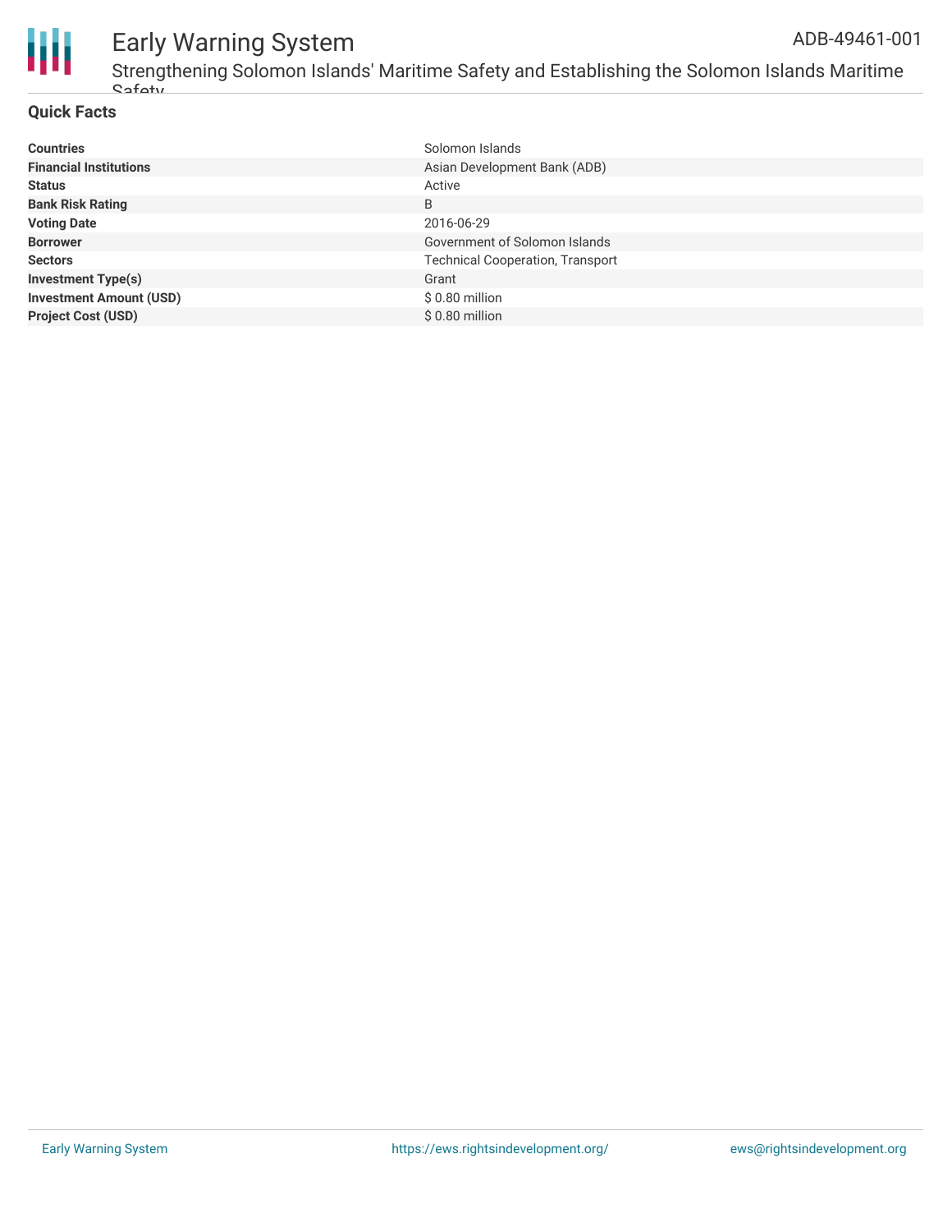## Quick Facts

| | |
|---|---|
| **Countries** | Solomon Islands |
| **Financial Institutions** | Asian Development Bank (ADB) |
| **Status** | Active |
| **Bank Risk Rating** | B |
| **Voting Date** | 2016-06-29 |
| **Borrower** | Government of Solomon Islands |
| **Sectors** | Technical Cooperation, Transport |
| **Investment Type(s)** | Grant |
| **Investment Amount (USD)** | $ 0.80 million |
| **Project Cost (USD)** | $ 0.80 million |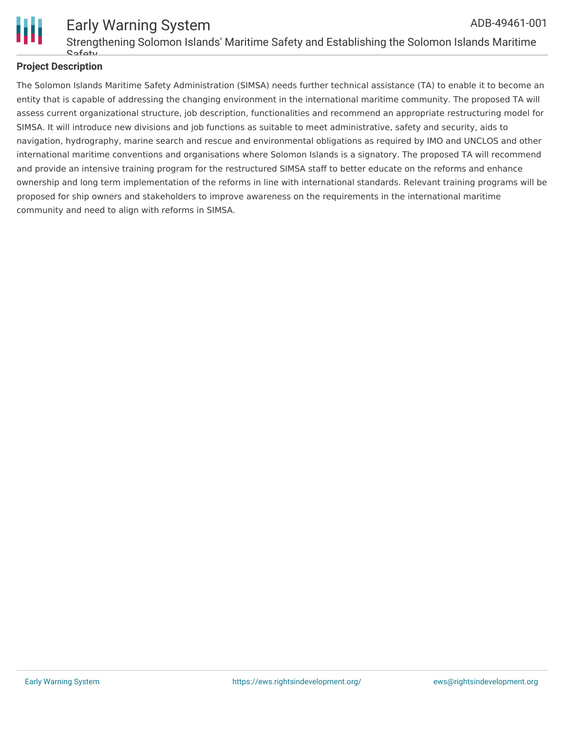## Project Description

The Solomon Islands Maritime Safety Administration (SIMSA) needs further technical assistance (TA) to enable it to become an entity that is capable of addressing the changing environment in the international maritime community. The proposed TA will assess current organizational structure, job description, functionalities and recommend an appropriate restructuring model for SIMSA. It will introduce new divisions and job functions as suitable to meet administrative, safety and security, aids to navigation, hydrography, marine search and rescue and environmental obligations as required by IMO and UNCLOS and other international maritime conventions and organisations where Solomon Islands is a signatory. The proposed TA will recommend and provide an intensive training program for the restructured SIMSA staff to better educate on the reforms and enhance ownership and long term implementation of the reforms in line with international standards. Relevant training programs will be proposed for ship owners and stakeholders to improve awareness on the requirements in the international maritime community and need to align with reforms in SIMSA.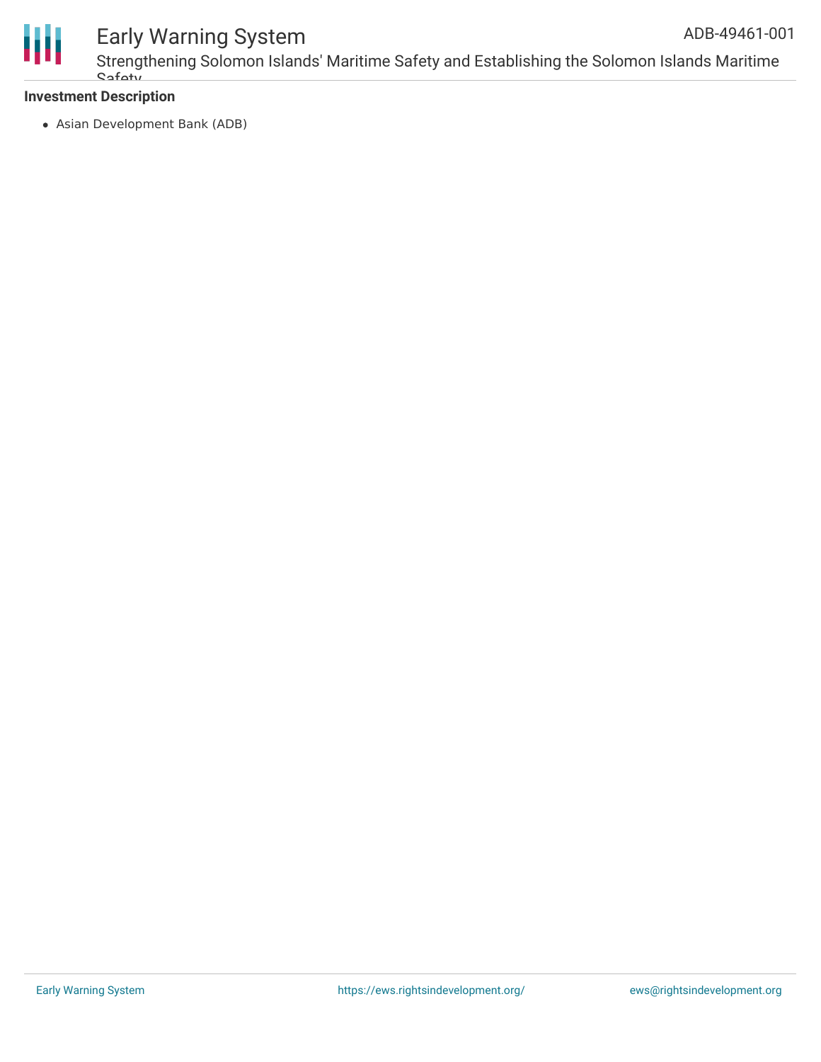**Investment Description**

- Asian Development Bank (ADB)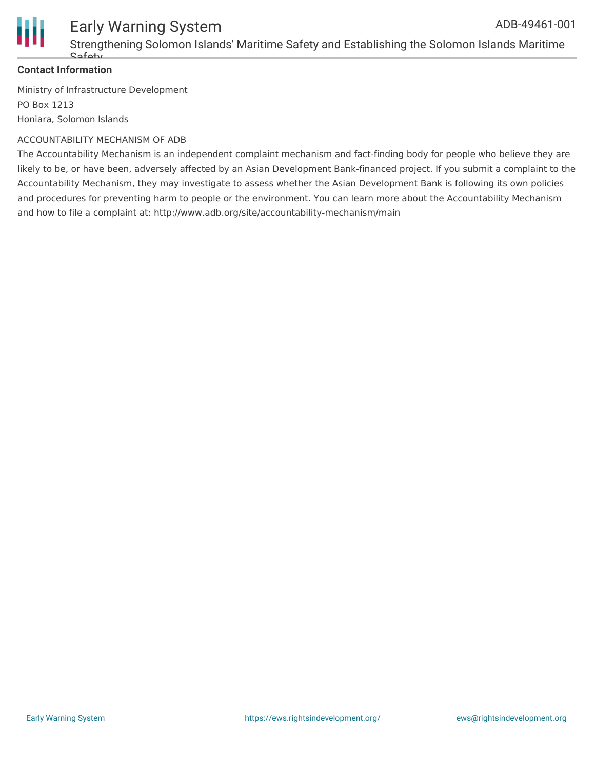**Contact Information**

Ministry of Infrastructure Development
PO Box 1213
Honiara, Solomon Islands

ACCOUNTABILITY MECHANISM OF ADB

The Accountability Mechanism is an independent complaint mechanism and fact-finding body for people who believe they are likely to be, or have been, adversely affected by an Asian Development Bank-financed project. If you submit a complaint to the Accountability Mechanism, they may investigate to assess whether the Asian Development Bank is following its own policies and procedures for preventing harm to people or the environment. You can learn more about the Accountability Mechanism and how to file a complaint at: http://www.adb.org/site/accountability-mechanism/main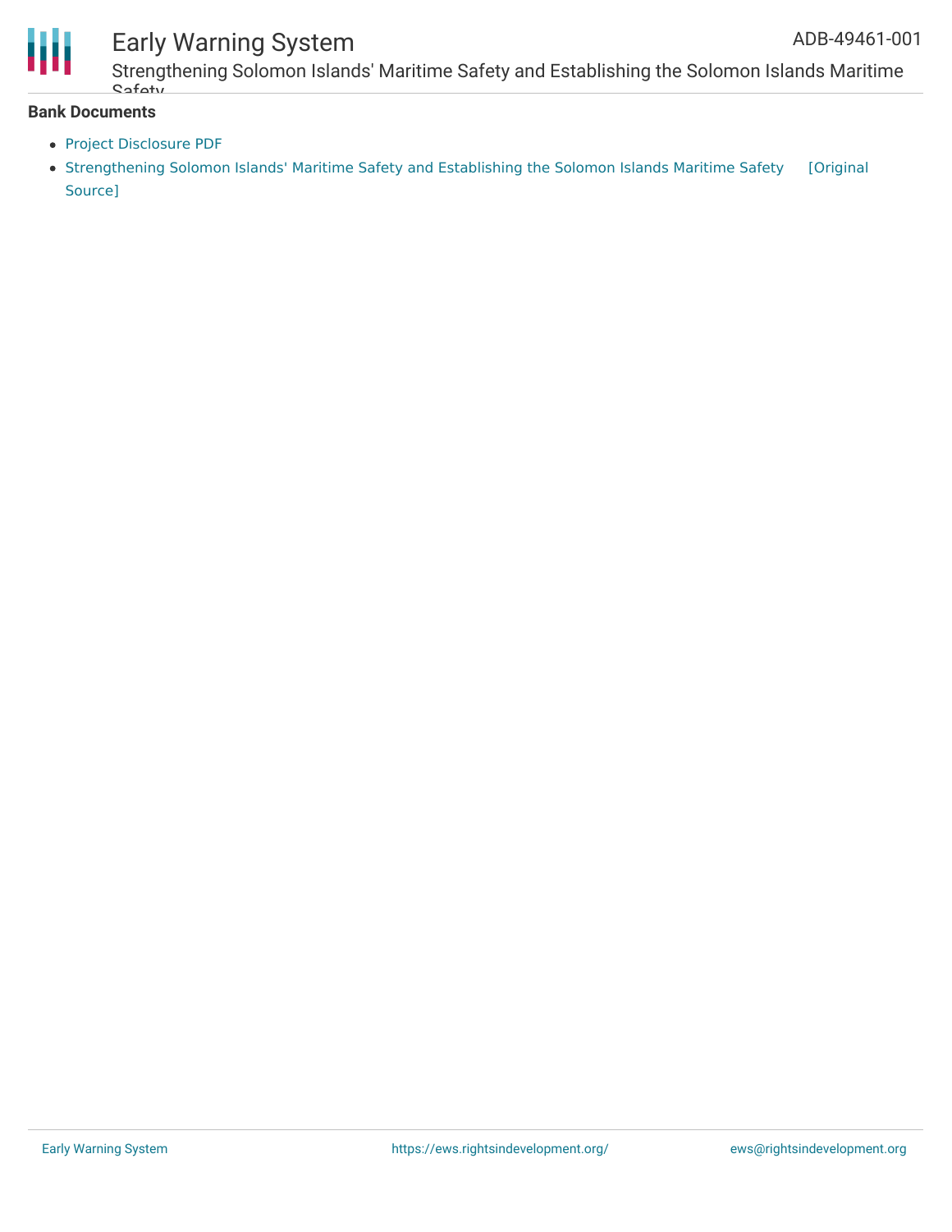**Bank Documents**

- Project Disclosure PDF
- Strengthening Solomon Islands' Maritime Safety and Establishing the Solomon Islands Maritime Safety [Original Source]